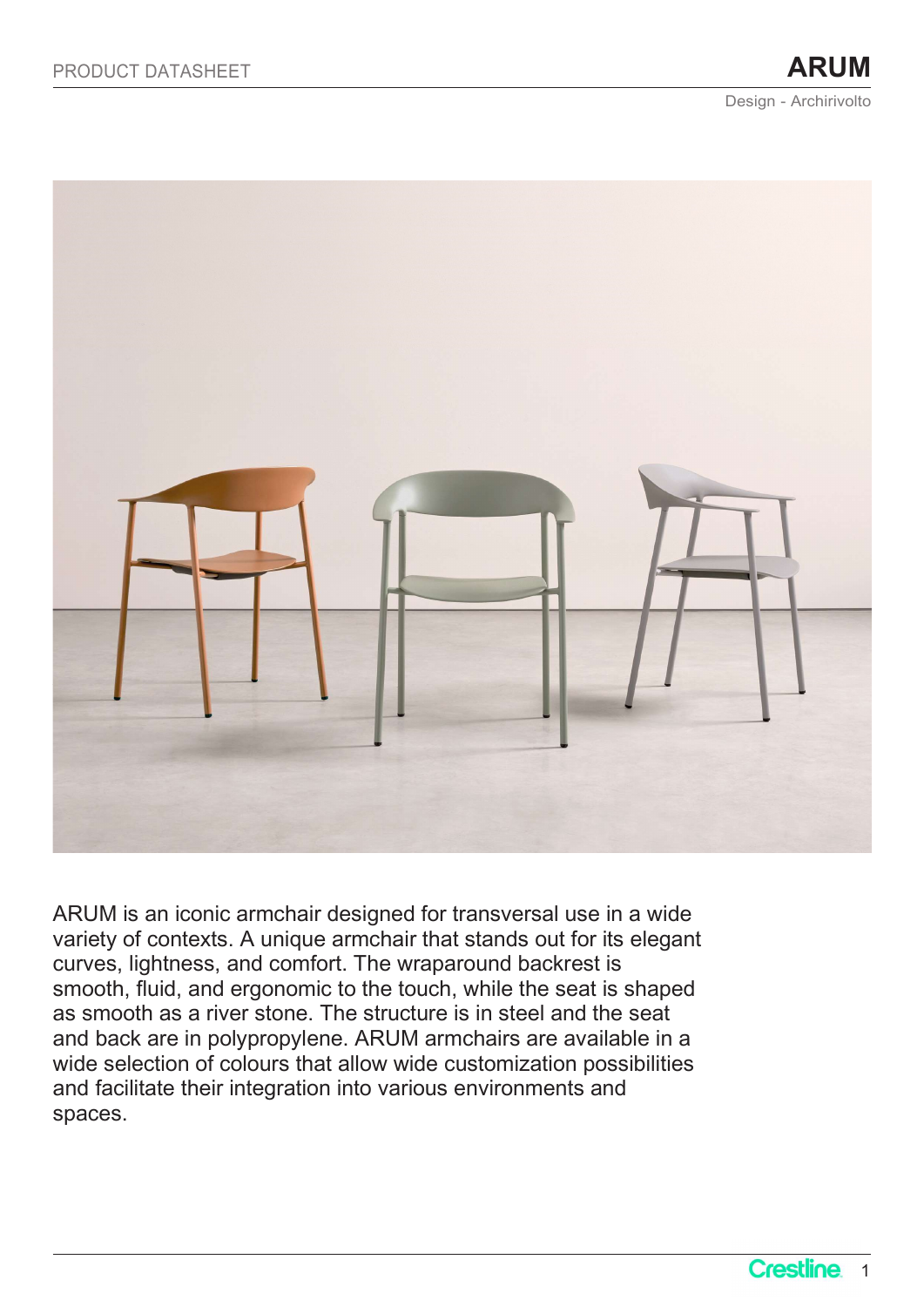PRODUCT DATASHEET

# ARUM

Design - Archirivolto

ARUM is an iconic armchair designed for transversal use in a wide variety of contexts. A unique armchair that stands out for its elegant curves, lightness, and comfort. The wraparound backrest is smooth, fluid, and ergonomic to the touch, while the seat is shaped as smooth as a river stone. The structure is in steel and the seat and back are in polypropylene. ARUM armchairs are available in a wide selection of colours that allow wide customization possibilities and facilitate their integration into various environments and spaces.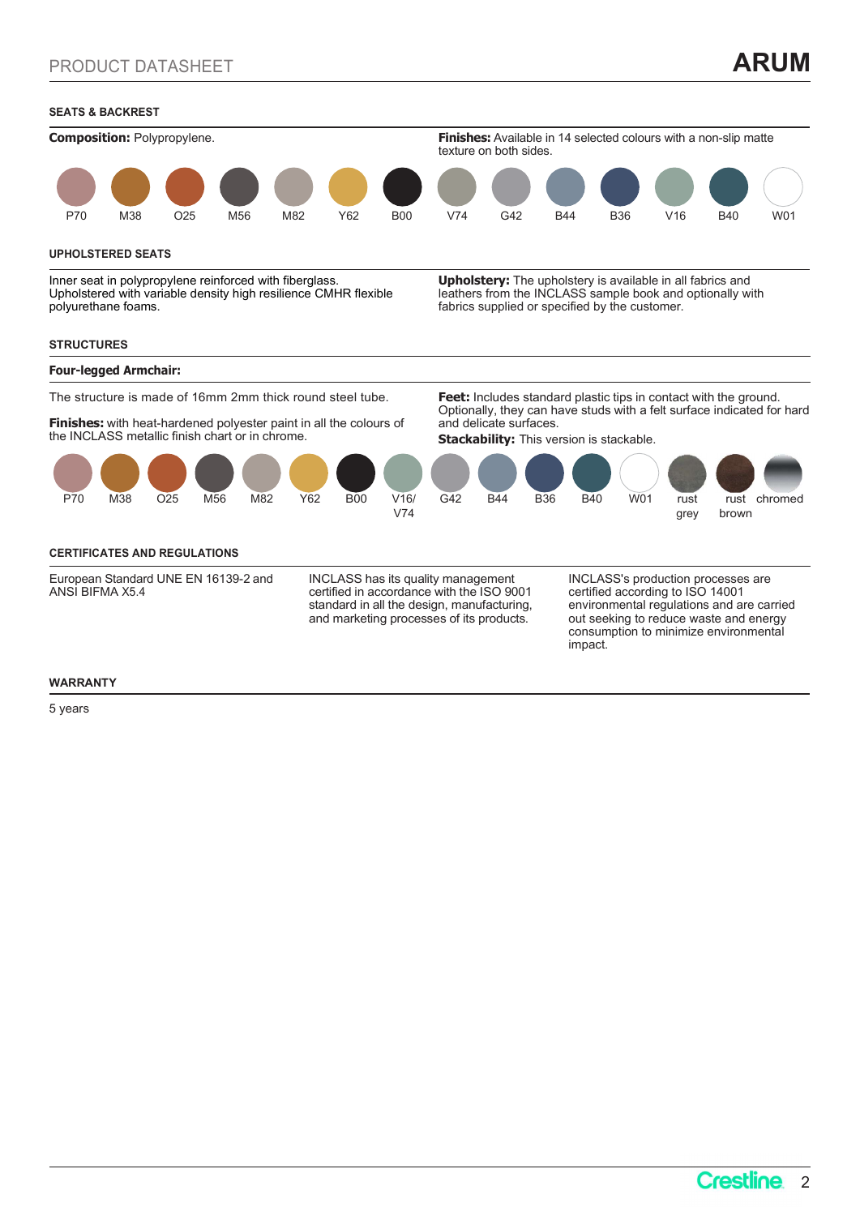## SEATS & BACKREST

**Composition:** Polypropylene.

**Finishes:** Available in 14 selected colours with a non-slip matte texture on both sides.

P70 M38 O25 M56 M82 Y62 B00 V74 G42 B44 B36 V16 B40 W01

## UPHOLSTERED SEATS

Inner seat in polypropylene reinforced with fiberglass. Upholstered with variable density high resilience CMHR flexible polyurethane foams.

**Upholstery:** The upholstery is available in all fabrics and leathers from the INCLASS sample book and optionally with fabrics supplied or specified by the customer.

## STRUCTURES

### Four-legged Armchair:

The structure is made of 16mm 2mm thick round steel tube.

**Finishes:** with heat-hardened polyester paint in all the colours of the INCLASS metallic finish chart or in chrome.

**Feet:** Includes standard plastic tips in contact with the ground. Optionally, they can have studs with a felt surface indicated for hard and delicate surfaces.

**Stackability:** This version is stackable.

P70 M38 O25 M56 M82 Y62 B00 V16/V74 G42 B44 B36 B40 W01 rust grey rust brown chromed

## CERTIFICATES AND REGULATIONS

European Standard UNE EN 16139-2 and ANSI BIFMA X5.4

INCLASS has its quality management certified in accordance with the ISO 9001 standard in all the design, manufacturing, and marketing processes of its products.

INCLASS's production processes are certified according to ISO 14001 environmental regulations and are carried out seeking to reduce waste and energy consumption to minimize environmental impact.

## WARRANTY

5 years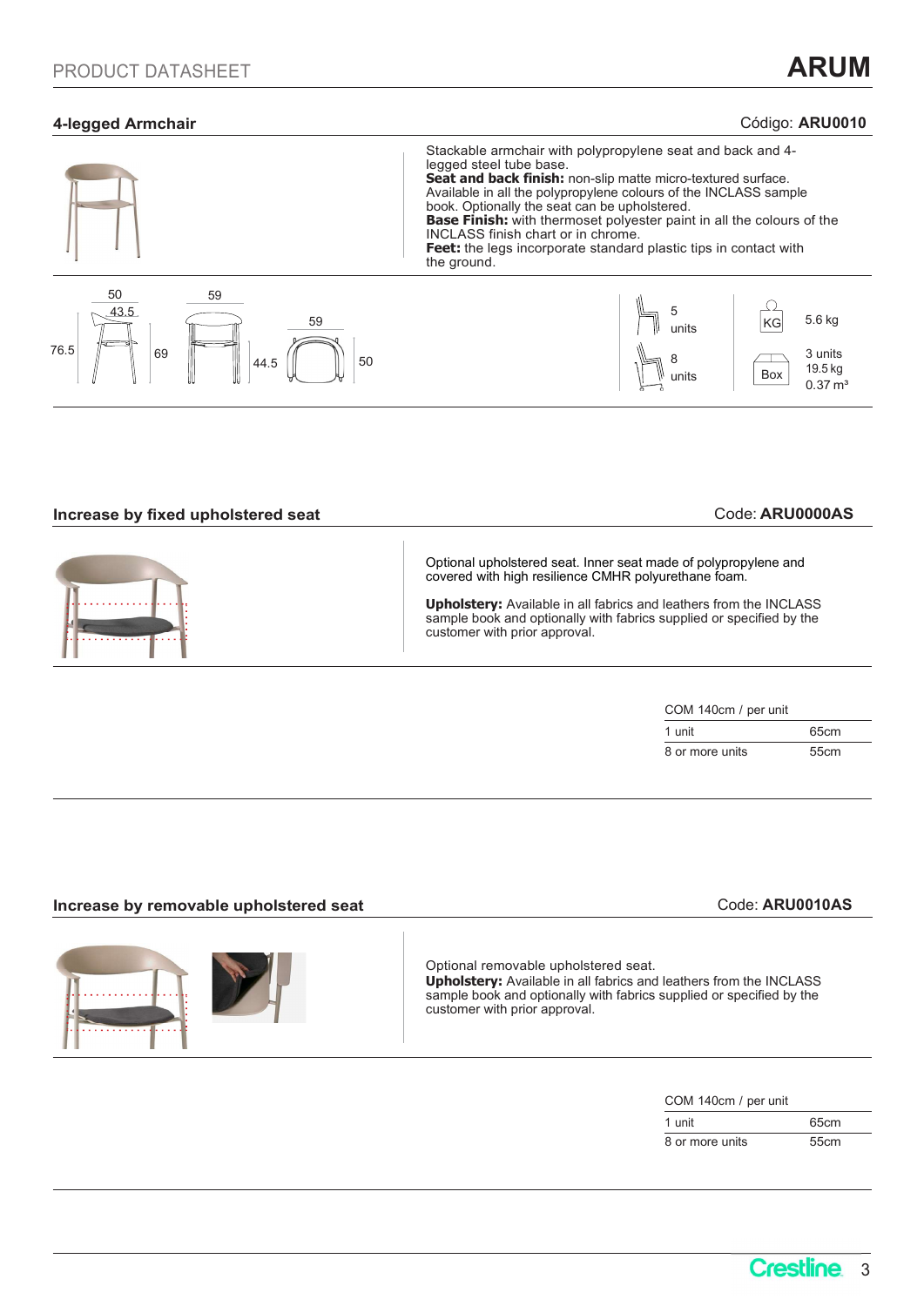PRODUCT DATASHEET

# ARUM

## 4-legged Armchair

Código: **ARU0010**

Stackable armchair with polypropylene seat and back and 4-legged steel tube base.
**Seat and back finish:** non-slip matte micro-textured surface. Available in all the polypropylene colours of the INCLASS sample book. Optionally the seat can be upholstered.
**Base Finish:** with thermoset polyester paint in all the colours of the INCLASS finish chart or in chrome.
**Feet:** the legs incorporate standard plastic tips in contact with the ground.

50 / 43.5 / 76.5 / 69 / 59 / 44.5 / 59 / 50

5 units

8 units

KG 5.6 kg

Box 3 units 19.5 kg 0.37 m³

## Increase by fixed upholstered seat

Code: **ARU0000AS**

Optional upholstered seat. Inner seat made of polypropylene and covered with high resilience CMHR polyurethane foam.

**Upholstery:** Available in all fabrics and leathers from the INCLASS sample book and optionally with fabrics supplied or specified by the customer with prior approval.

| COM 140cm / per unit | |
|---|---|
| 1 unit | 65cm |
| 8 or more units | 55cm |

## Increase by removable upholstered seat

Code: **ARU0010AS**

Optional removable upholstered seat.
**Upholstery:** Available in all fabrics and leathers from the INCLASS sample book and optionally with fabrics supplied or specified by the customer with prior approval.

| COM 140cm / per unit | |
|---|---|
| 1 unit | 65cm |
| 8 or more units | 55cm |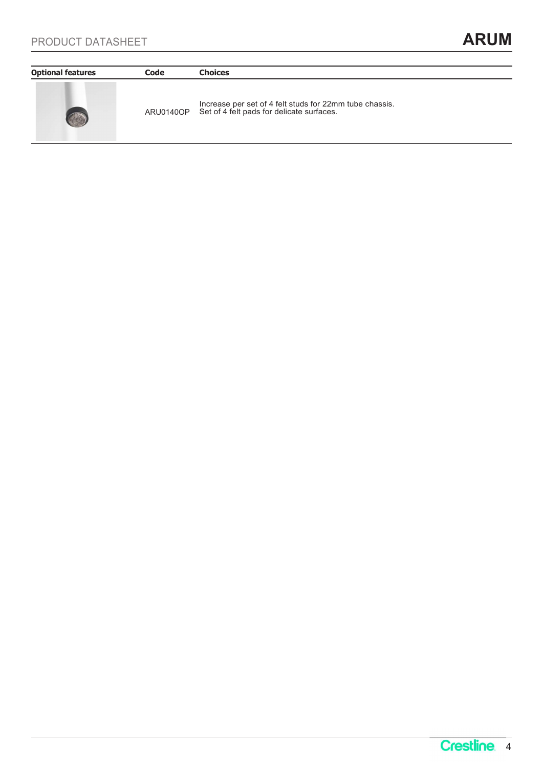| Optional features | Code | Choices |
|---|---|---|
| | ARU0140OP | Increase per set of 4 felt studs for 22mm tube chassis.<br>Set of 4 felt pads for delicate surfaces. |